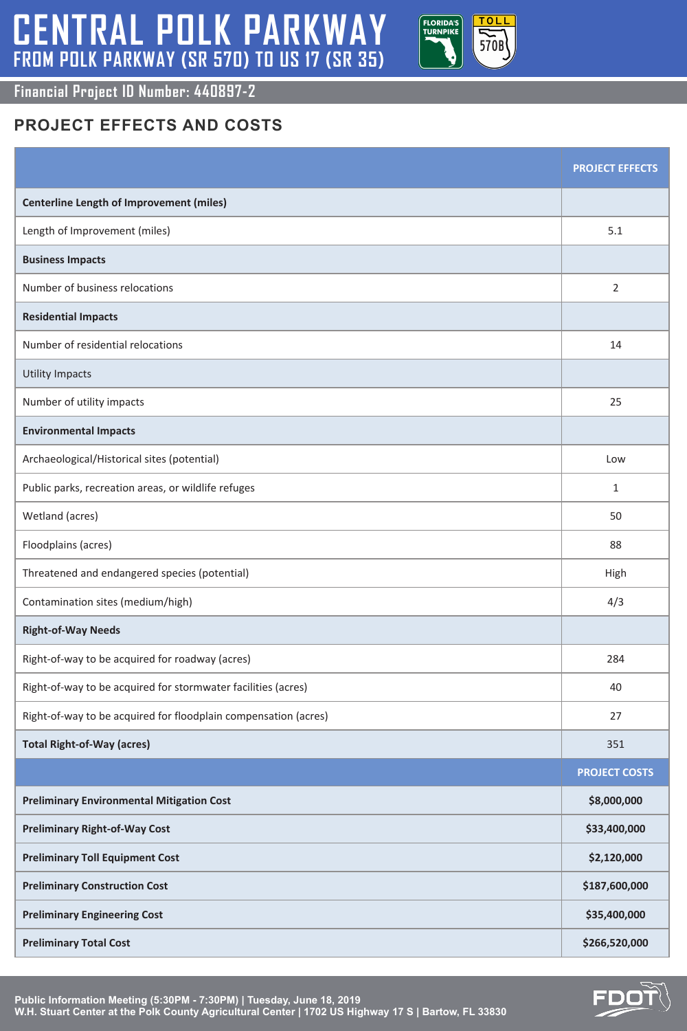# CENTRAL POLK PARKWAY

## FROM POLK PARKWAY (SR 570) TO US 17 (SR 35)

**Financial Project ID Number: 440897-2**

## PROJECT EFFECTS AND COSTS

| | PROJECT EFFECTS |
|---|---|
| **Centerline Length of Improvement (miles)** | |
| Length of Improvement (miles) | 5.1 |
| **Business Impacts** | |
| Number of business relocations | 2 |
| **Residential Impacts** | |
| Number of residential relocations | 14 |
| Utility Impacts | |
| Number of utility impacts | 25 |
| **Environmental Impacts** | |
| Archaeological/Historical sites (potential) | Low |
| Public parks, recreation areas, or wildlife refuges | 1 |
| Wetland (acres) | 50 |
| Floodplains (acres) | 88 |
| Threatened and endangered species (potential) | High |
| Contamination sites (medium/high) | 4/3 |
| **Right-of-Way Needs** | |
| Right-of-way to be acquired for roadway (acres) | 284 |
| Right-of-way to be acquired for stormwater facilities (acres) | 40 |
| Right-of-way to be acquired for floodplain compensation (acres) | 27 |
| **Total Right-of-Way (acres)** | 351 |
| | **PROJECT COSTS** |
| **Preliminary Environmental Mitigation Cost** | **$8,000,000** |
| **Preliminary Right-of-Way Cost** | **$33,400,000** |
| **Preliminary Toll Equipment Cost** | **$2,120,000** |
| **Preliminary Construction Cost** | **$187,600,000** |
| **Preliminary Engineering Cost** | **$35,400,000** |
| **Preliminary Total Cost** | **$266,520,000** |

**Public Information Meeting (5:30PM - 7:30PM) | Tuesday, June 18, 2019**
**W.H. Stuart Center at the Polk County Agricultural Center | 1702 US Highway 17 S | Bartow, FL 33830**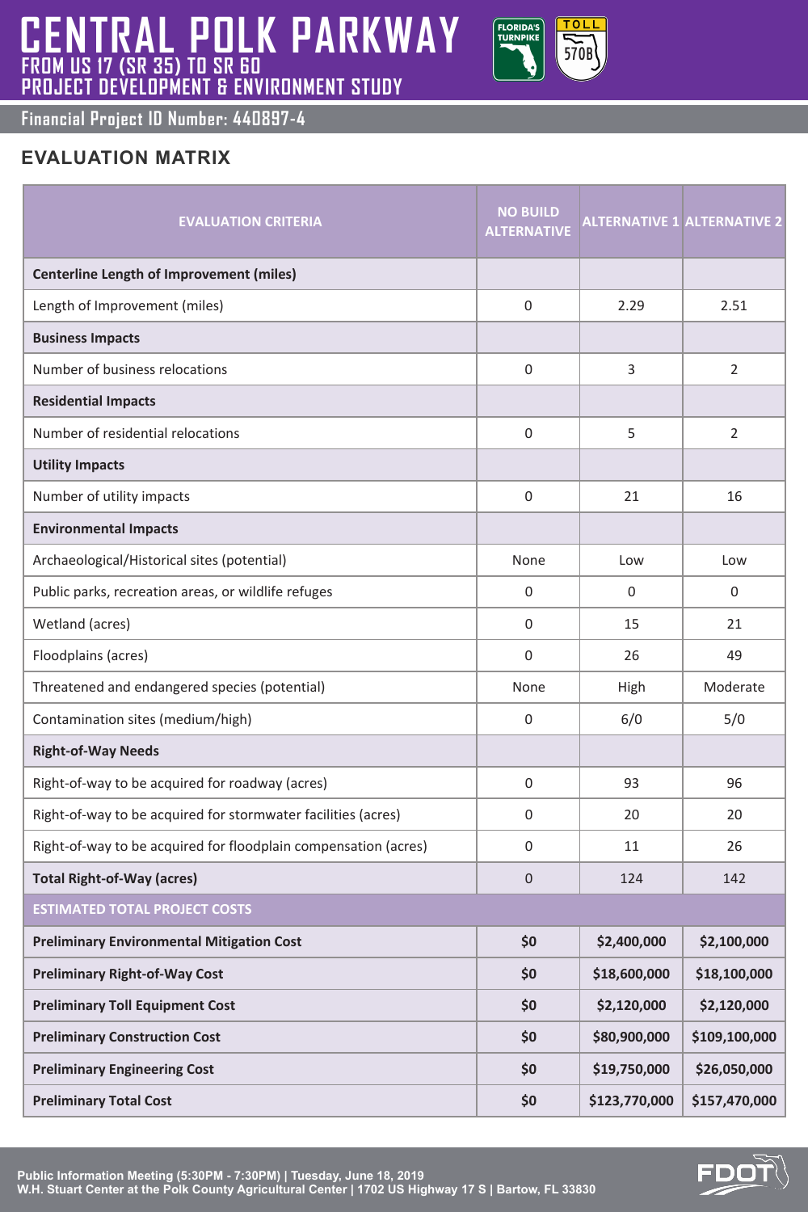# CENTRAL POLK PARKWAY

## FROM US 17 (SR 35) TO SR 60
## PROJECT DEVELOPMENT & ENVIRONMENT STUDY

Financial Project ID Number: 440897-4

## EVALUATION MATRIX

| EVALUATION CRITERIA | NO BUILD ALTERNATIVE | ALTERNATIVE 1 | ALTERNATIVE 2 |
|---|---|---|---|
| **Centerline Length of Improvement (miles)** | | | |
| Length of Improvement (miles) | 0 | 2.29 | 2.51 |
| **Business Impacts** | | | |
| Number of business relocations | 0 | 3 | 2 |
| **Residential Impacts** | | | |
| Number of residential relocations | 0 | 5 | 2 |
| **Utility Impacts** | | | |
| Number of utility impacts | 0 | 21 | 16 |
| **Environmental Impacts** | | | |
| Archaeological/Historical sites (potential) | None | Low | Low |
| Public parks, recreation areas, or wildlife refuges | 0 | 0 | 0 |
| Wetland (acres) | 0 | 15 | 21 |
| Floodplains (acres) | 0 | 26 | 49 |
| Threatened and endangered species (potential) | None | High | Moderate |
| Contamination sites (medium/high) | 0 | 6/0 | 5/0 |
| **Right-of-Way Needs** | | | |
| Right-of-way to be acquired for roadway (acres) | 0 | 93 | 96 |
| Right-of-way to be acquired for stormwater facilities (acres) | 0 | 20 | 20 |
| Right-of-way to be acquired for floodplain compensation (acres) | 0 | 11 | 26 |
| **Total Right-of-Way (acres)** | 0 | 124 | 142 |
| **ESTIMATED TOTAL PROJECT COSTS** | | | |
| **Preliminary Environmental Mitigation Cost** | **$0** | **$2,400,000** | **$2,100,000** |
| **Preliminary Right-of-Way Cost** | **$0** | **$18,600,000** | **$18,100,000** |
| **Preliminary Toll Equipment Cost** | **$0** | **$2,120,000** | **$2,120,000** |
| **Preliminary Construction Cost** | **$0** | **$80,900,000** | **$109,100,000** |
| **Preliminary Engineering Cost** | **$0** | **$19,750,000** | **$26,050,000** |
| **Preliminary Total Cost** | **$0** | **$123,770,000** | **$157,470,000** |

**Public Information Meeting (5:30PM - 7:30PM) | Tuesday, June 18, 2019**
**W.H. Stuart Center at the Polk County Agricultural Center | 1702 US Highway 17 S | Bartow, FL 33830**